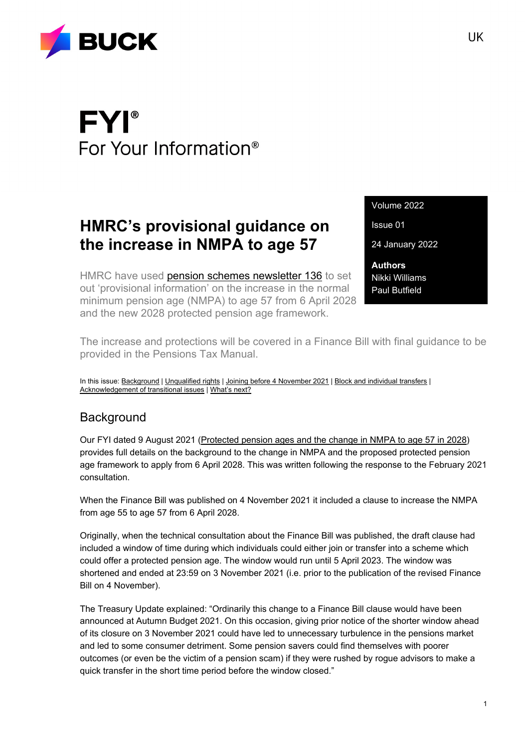BUCK

UK

# FYI®

For Your Information®

Volume 2022

Issue 01

24 January 2022

**Authors**
Nikki Williams
Paul Butfield

## HMRC's provisional guidance on the increase in NMPA to age 57

HMRC have used pension schemes newsletter 136 to set out 'provisional information' on the increase in the normal minimum pension age (NMPA) to age 57 from 6 April 2028 and the new 2028 protected pension age framework.

The increase and protections will be covered in a Finance Bill with final guidance to be provided in the Pensions Tax Manual.

In this issue: Background | Unqualified rights | Joining before 4 November 2021 | Block and individual transfers | Acknowledgement of transitional issues | What's next?

## Background

Our FYI dated 9 August 2021 (Protected pension ages and the change in NMPA to age 57 in 2028) provides full details on the background to the change in NMPA and the proposed protected pension age framework to apply from 6 April 2028. This was written following the response to the February 2021 consultation.

When the Finance Bill was published on 4 November 2021 it included a clause to increase the NMPA from age 55 to age 57 from 6 April 2028.

Originally, when the technical consultation about the Finance Bill was published, the draft clause had included a window of time during which individuals could either join or transfer into a scheme which could offer a protected pension age. The window would run until 5 April 2023. The window was shortened and ended at 23:59 on 3 November 2021 (i.e. prior to the publication of the revised Finance Bill on 4 November).

The Treasury Update explained: "Ordinarily this change to a Finance Bill clause would have been announced at Autumn Budget 2021. On this occasion, giving prior notice of the shorter window ahead of its closure on 3 November 2021 could have led to unnecessary turbulence in the pensions market and led to some consumer detriment. Some pension savers could find themselves with poorer outcomes (or even be the victim of a pension scam) if they were rushed by rogue advisors to make a quick transfer in the short time period before the window closed."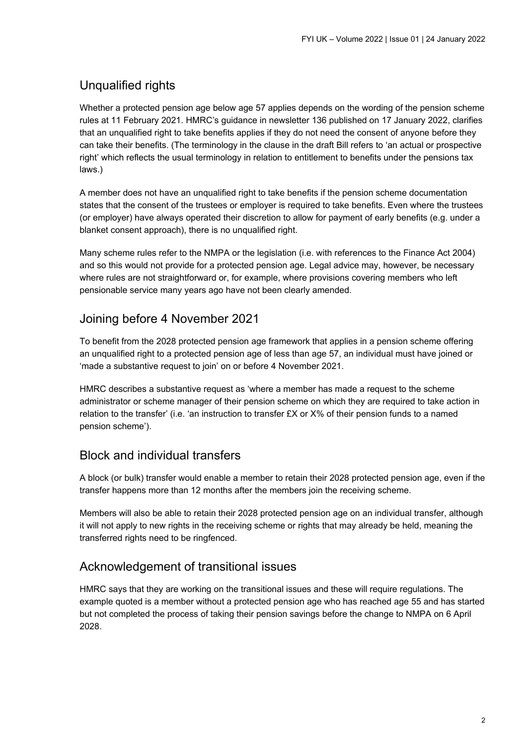## Unqualified rights

Whether a protected pension age below age 57 applies depends on the wording of the pension scheme rules at 11 February 2021. HMRC's guidance in newsletter 136 published on 17 January 2022, clarifies that an unqualified right to take benefits applies if they do not need the consent of anyone before they can take their benefits. (The terminology in the clause in the draft Bill refers to 'an actual or prospective right' which reflects the usual terminology in relation to entitlement to benefits under the pensions tax laws.)

A member does not have an unqualified right to take benefits if the pension scheme documentation states that the consent of the trustees or employer is required to take benefits. Even where the trustees (or employer) have always operated their discretion to allow for payment of early benefits (e.g. under a blanket consent approach), there is no unqualified right.

Many scheme rules refer to the NMPA or the legislation (i.e. with references to the Finance Act 2004) and so this would not provide for a protected pension age. Legal advice may, however, be necessary where rules are not straightforward or, for example, where provisions covering members who left pensionable service many years ago have not been clearly amended.

## Joining before 4 November 2021

To benefit from the 2028 protected pension age framework that applies in a pension scheme offering an unqualified right to a protected pension age of less than age 57, an individual must have joined or 'made a substantive request to join' on or before 4 November 2021.

HMRC describes a substantive request as 'where a member has made a request to the scheme administrator or scheme manager of their pension scheme on which they are required to take action in relation to the transfer' (i.e. 'an instruction to transfer £X or X% of their pension funds to a named pension scheme').

## Block and individual transfers

A block (or bulk) transfer would enable a member to retain their 2028 protected pension age, even if the transfer happens more than 12 months after the members join the receiving scheme.

Members will also be able to retain their 2028 protected pension age on an individual transfer, although it will not apply to new rights in the receiving scheme or rights that may already be held, meaning the transferred rights need to be ringfenced.

## Acknowledgement of transitional issues

HMRC says that they are working on the transitional issues and these will require regulations. The example quoted is a member without a protected pension age who has reached age 55 and has started but not completed the process of taking their pension savings before the change to NMPA on 6 April 2028.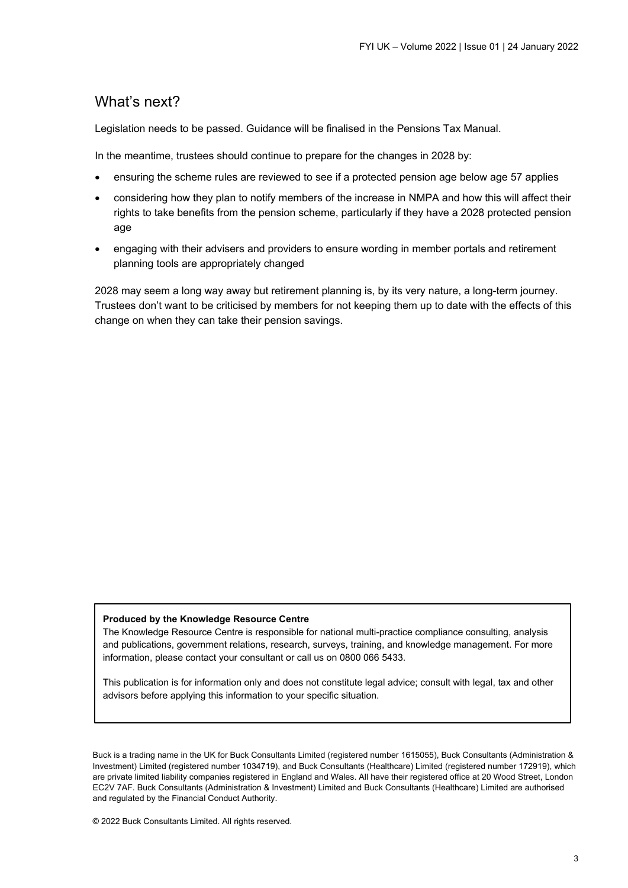## What's next?

Legislation needs to be passed. Guidance will be finalised in the Pensions Tax Manual.

In the meantime, trustees should continue to prepare for the changes in 2028 by:

- ensuring the scheme rules are reviewed to see if a protected pension age below age 57 applies
- considering how they plan to notify members of the increase in NMPA and how this will affect their rights to take benefits from the pension scheme, particularly if they have a 2028 protected pension age
- engaging with their advisers and providers to ensure wording in member portals and retirement planning tools are appropriately changed

2028 may seem a long way away but retirement planning is, by its very nature, a long-term journey. Trustees don't want to be criticised by members for not keeping them up to date with the effects of this change on when they can take their pension savings.

**Produced by the Knowledge Resource Centre**
The Knowledge Resource Centre is responsible for national multi-practice compliance consulting, analysis and publications, government relations, research, surveys, training, and knowledge management. For more information, please contact your consultant or call us on 0800 066 5433.

This publication is for information only and does not constitute legal advice; consult with legal, tax and other advisors before applying this information to your specific situation.

Buck is a trading name in the UK for Buck Consultants Limited (registered number 1615055), Buck Consultants (Administration & Investment) Limited (registered number 1034719), and Buck Consultants (Healthcare) Limited (registered number 172919), which are private limited liability companies registered in England and Wales. All have their registered office at 20 Wood Street, London EC2V 7AF. Buck Consultants (Administration & Investment) Limited and Buck Consultants (Healthcare) Limited are authorised and regulated by the Financial Conduct Authority.

© 2022 Buck Consultants Limited. All rights reserved.